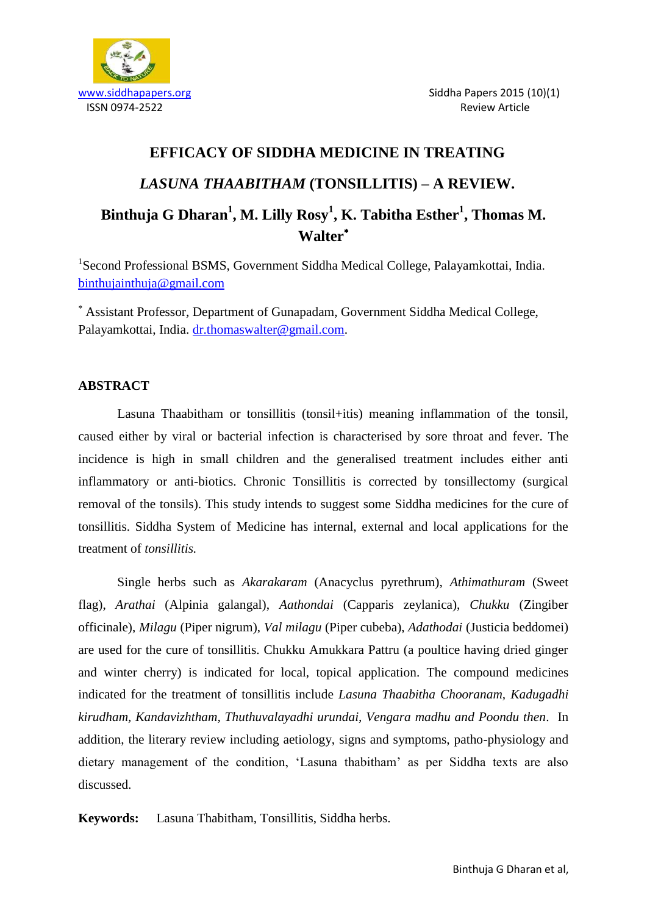# EFFICACY OF SIDDHA MEDICINE IN TREATING *LASUNA THAABITHAM* (TONSILLITIS) – A REVIEW.

**Binthuja G Dharan[1], M. Lilly Rosy[1], K. Tabitha Esther[1], Thomas M. Walter[*]**

[1]Second Professional BSMS, Government Siddha Medical College, Palayamkottai, India. binthujainthuja@gmail.com

[*] Assistant Professor, Department of Gunapadam, Government Siddha Medical College, Palayamkottai, India. dr.thomaswalter@gmail.com.

## ABSTRACT

Lasuna Thaabitham or tonsillitis (tonsil+itis) meaning inflammation of the tonsil, caused either by viral or bacterial infection is characterised by sore throat and fever. The incidence is high in small children and the generalised treatment includes either anti inflammatory or anti-biotics. Chronic Tonsillitis is corrected by tonsillectomy (surgical removal of the tonsils). This study intends to suggest some Siddha medicines for the cure of tonsillitis. Siddha System of Medicine has internal, external and local applications for the treatment of *tonsillitis.*

Single herbs such as *Akarakaram* (Anacyclus pyrethrum), *Athimathuram* (Sweet flag), *Arathai* (Alpinia galangal), *Aathondai* (Capparis zeylanica), *Chukku* (Zingiber officinale), *Milagu* (Piper nigrum), *Val milagu* (Piper cubeba), *Adathodai* (Justicia beddomei) are used for the cure of tonsillitis. Chukku Amukkara Pattru (a poultice having dried ginger and winter cherry) is indicated for local, topical application. The compound medicines indicated for the treatment of tonsillitis include *Lasuna Thaabitha Chooranam, Kadugadhi kirudham, Kandavizhtham, Thuthuvalayadhi urundai, Vengara madhu and Poondu then*. In addition, the literary review including aetiology, signs and symptoms, patho-physiology and dietary management of the condition, 'Lasuna thabitham' as per Siddha texts are also discussed.

**Keywords:** Lasuna Thabitham, Tonsillitis, Siddha herbs.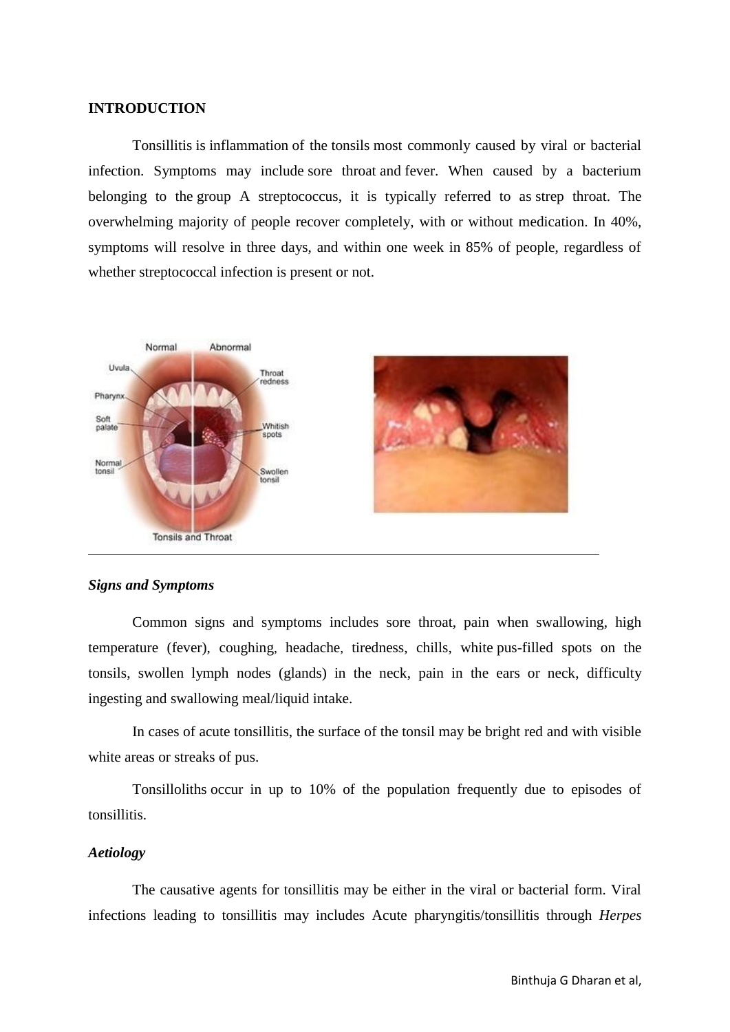## INTRODUCTION

Tonsillitis is inflammation of the tonsils most commonly caused by viral or bacterial infection. Symptoms may include sore throat and fever. When caused by a bacterium belonging to the group A streptococcus, it is typically referred to as strep throat. The overwhelming majority of people recover completely, with or without medication. In 40%, symptoms will resolve in three days, and within one week in 85% of people, regardless of whether streptococcal infection is present or not.

### *Signs and Symptoms*

Common signs and symptoms includes sore throat, pain when swallowing, high temperature (fever), coughing, headache, tiredness, chills, white pus-filled spots on the tonsils, swollen lymph nodes (glands) in the neck, pain in the ears or neck, difficulty ingesting and swallowing meal/liquid intake.

In cases of acute tonsillitis, the surface of the tonsil may be bright red and with visible white areas or streaks of pus.

Tonsilloliths occur in up to 10% of the population frequently due to episodes of tonsillitis.

### *Aetiology*

The causative agents for tonsillitis may be either in the viral or bacterial form. Viral infections leading to tonsillitis may includes Acute pharyngitis/tonsillitis through *Herpes*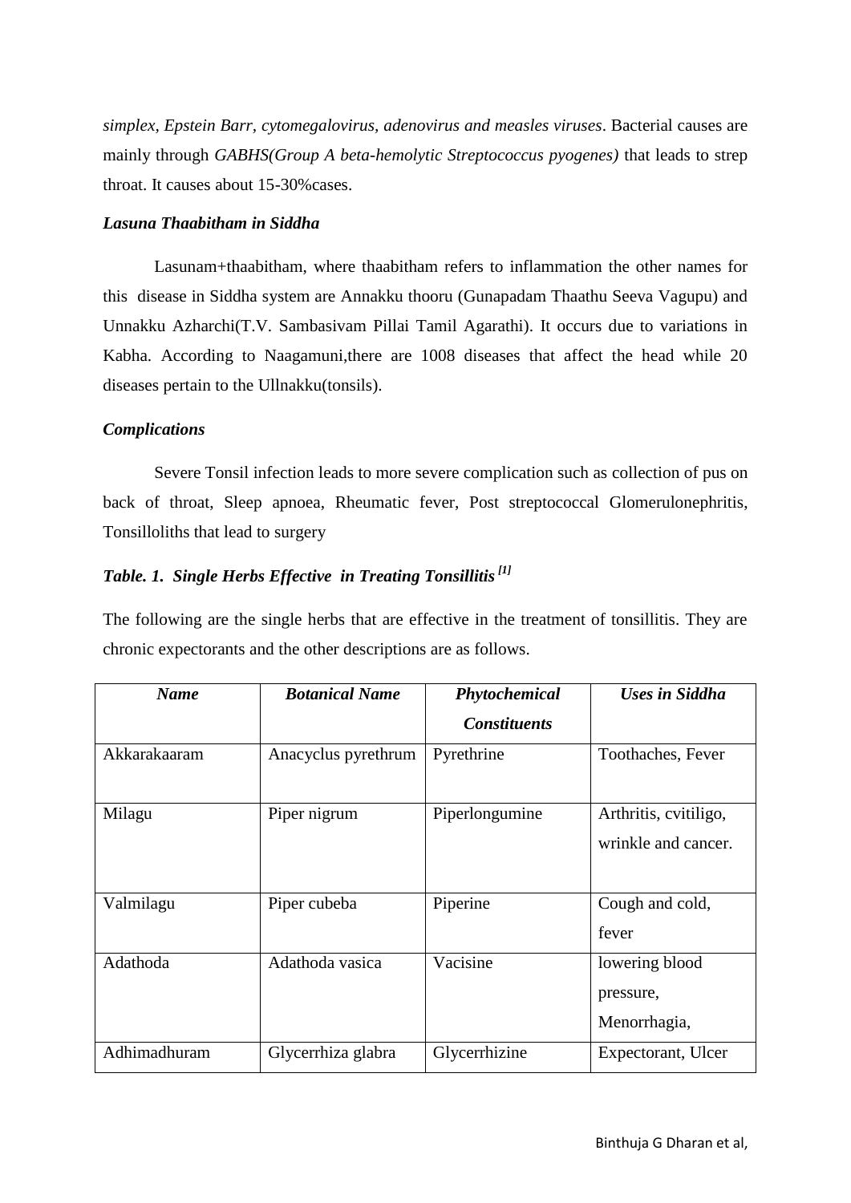*simplex, Epstein Barr, cytomegalovirus, adenovirus and measles viruses*. Bacterial causes are mainly through *GABHS(Group A beta-hemolytic Streptococcus pyogenes)* that leads to strep throat. It causes about 15-30%cases.

### *Lasuna Thaabitham in Siddha*

Lasunam+thaabitham, where thaabitham refers to inflammation the other names for this disease in Siddha system are Annakku thooru (Gunapadam Thaathu Seeva Vagupu) and Unnakku Azharchi(T.V. Sambasivam Pillai Tamil Agarathi). It occurs due to variations in Kabha. According to Naagamuni,there are 1008 diseases that affect the head while 20 diseases pertain to the Ullnakku(tonsils).

### *Complications*

Severe Tonsil infection leads to more severe complication such as collection of pus on back of throat, Sleep apnoea, Rheumatic fever, Post streptococcal Glomerulonephritis, Tonsilloliths that lead to surgery

### *Table. 1. Single Herbs Effective in Treating Tonsillitis* [1]

The following are the single herbs that are effective in the treatment of tonsillitis. They are chronic expectorants and the other descriptions are as follows.

| *Name* | *Botanical Name* | *Phytochemical Constituents* | *Uses in Siddha* |
|---|---|---|---|
| Akkarakaaram | Anacyclus pyrethrum | Pyrethrine | Toothaches, Fever |
| Milagu | Piper nigrum | Piperlongumine | Arthritis, cvitiligo, wrinkle and cancer. |
| Valmilagu | Piper cubeba | Piperine | Cough and cold, fever |
| Adathoda | Adathoda vasica | Vacisine | lowering blood pressure, Menorrhagia, |
| Adhimadhuram | Glycerrhiza glabra | Glycerrhizine | Expectorant, Ulcer |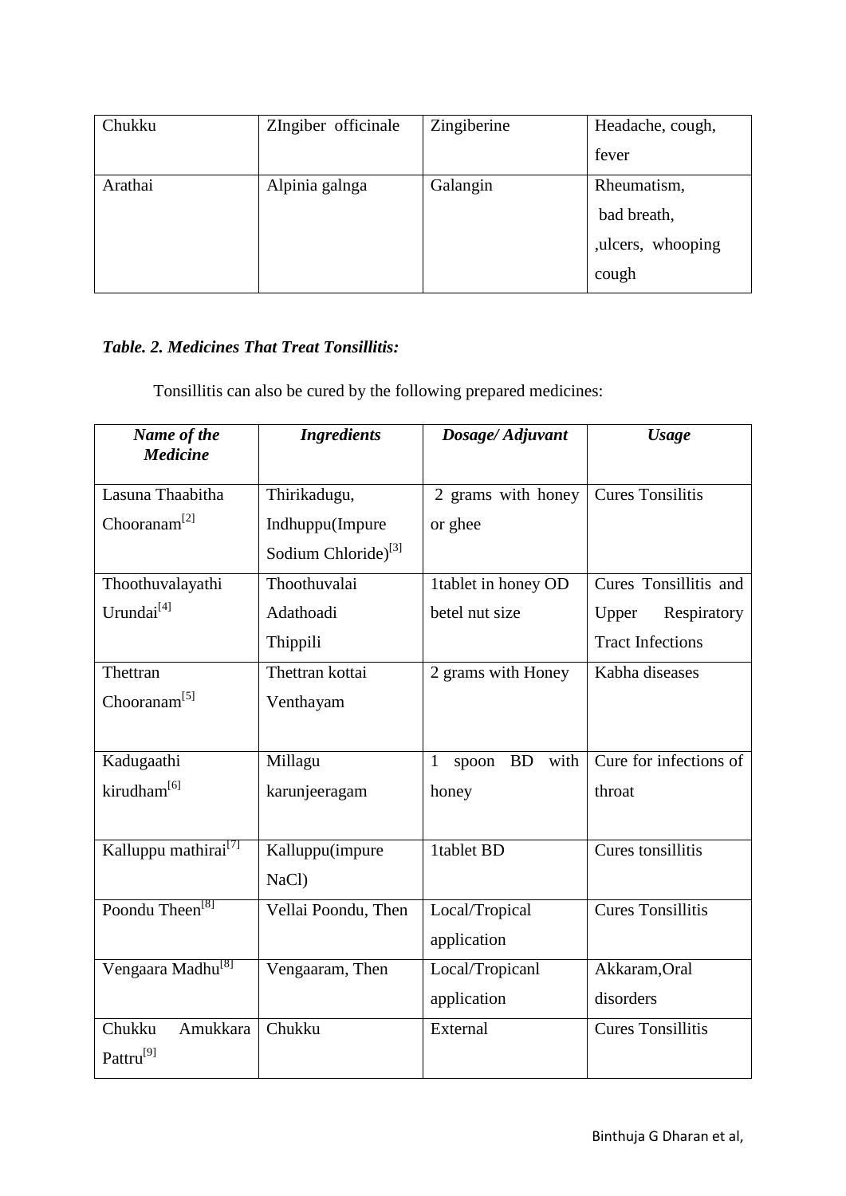| Chukku | ZIngiber officinale | Zingiberine | Headache, cough, fever |
|---|---|---|---|
| Arathai | Alpinia galnga | Galangin | Rheumatism, bad breath, ,ulcers, whooping cough |

***Table. 2. Medicines That Treat Tonsillitis:***

Tonsillitis can also be cured by the following prepared medicines:

| ***Name of the Medicine*** | ***Ingredients*** | ***Dosage/ Adjuvant*** | ***Usage*** |
|---|---|---|---|
| Lasuna Thaabitha Chooranam[2] | Thirikadugu, Indhuppu(Impure Sodium Chloride)[3] | 2 grams with honey or ghee | Cures Tonsilitis |
| Thoothuvalayathi Urundai[4] | Thoothuvalai Adathoadi Thippili | 1tablet in honey OD betel nut size | Cures Tonsillitis and Upper Respiratory Tract Infections |
| Thettran Chooranam[5] | Thettran kottai Venthayam | 2 grams with Honey | Kabha diseases |
| Kadugaathi kirudham[6] | Millagu karunjeeragam | 1 spoon BD with honey | Cure for infections of throat |
| Kalluppu mathirai[7] | Kalluppu(impure NaCl) | 1tablet BD | Cures tonsillitis |
| Poondu Theen[8] | Vellai Poondu, Then | Local/Tropical application | Cures Tonsillitis |
| Vengaara Madhu[8] | Vengaaram, Then | Local/Tropicanl application | Akkaram,Oral disorders |
| Chukku Amukkara Pattru[9] | Chukku | External | Cures Tonsillitis |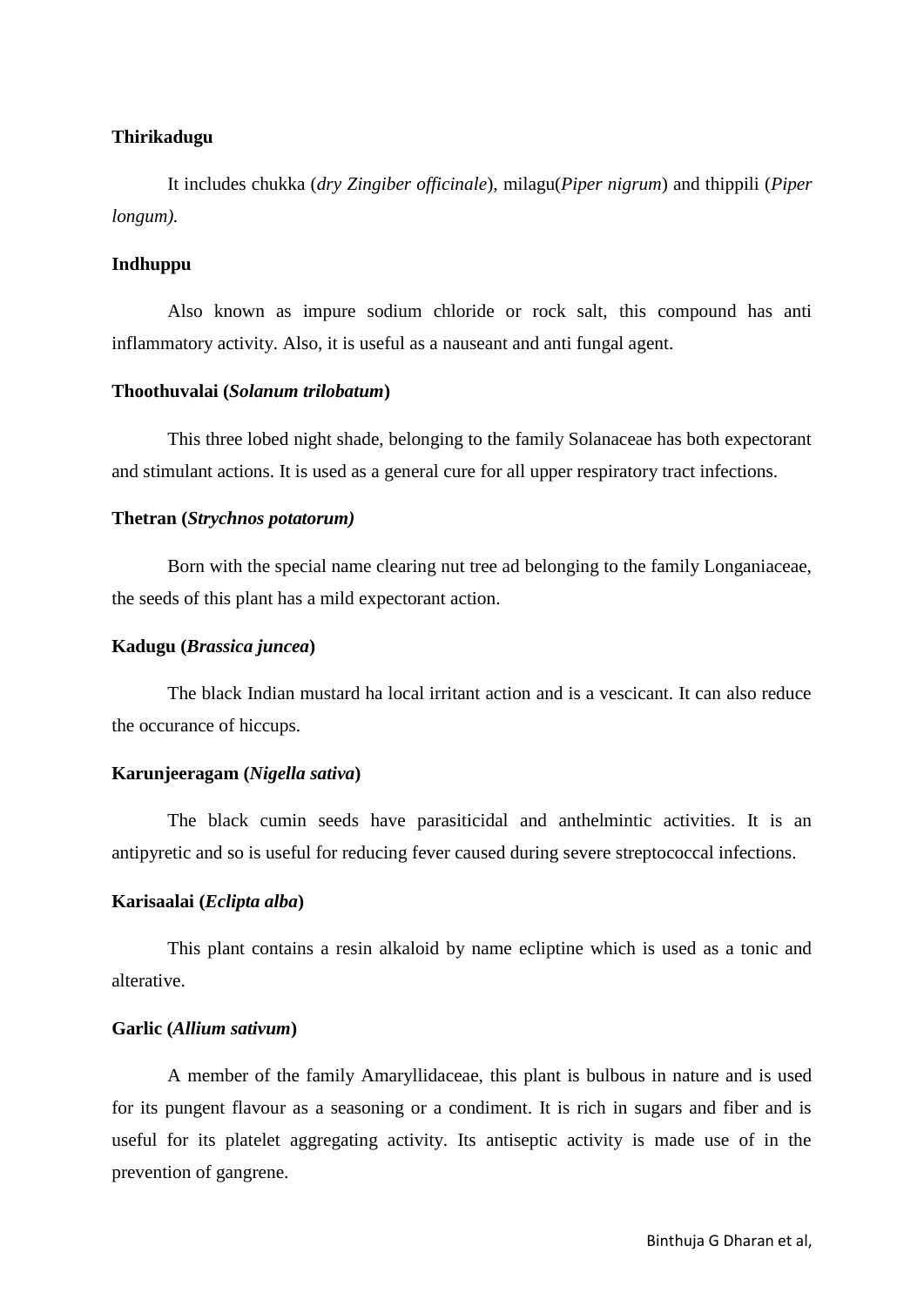**Thirikadugu**

It includes chukka (*dry Zingiber officinale*), milagu(*Piper nigrum*) and thippili (*Piper longum).*

**Indhuppu**

Also known as impure sodium chloride or rock salt, this compound has anti inflammatory activity. Also, it is useful as a nauseant and anti fungal agent.

**Thoothuvalai (*Solanum trilobatum*)**

This three lobed night shade, belonging to the family Solanaceae has both expectorant and stimulant actions. It is used as a general cure for all upper respiratory tract infections.

**Thetran (*Strychnos potatorum)***

Born with the special name clearing nut tree ad belonging to the family Longaniaceae, the seeds of this plant has a mild expectorant action.

**Kadugu (*Brassica juncea*)**

The black Indian mustard ha local irritant action and is a vescicant. It can also reduce the occurance of hiccups.

**Karunjeeragam (*Nigella sativa*)**

The black cumin seeds have parasiticidal and anthelmintic activities. It is an antipyretic and so is useful for reducing fever caused during severe streptococcal infections.

**Karisaalai (*Eclipta alba*)**

This plant contains a resin alkaloid by name ecliptine which is used as a tonic and alterative.

**Garlic (*Allium sativum*)**

A member of the family Amaryllidaceae, this plant is bulbous in nature and is used for its pungent flavour as a seasoning or a condiment. It is rich in sugars and fiber and is useful for its platelet aggregating activity. Its antiseptic activity is made use of in the prevention of gangrene.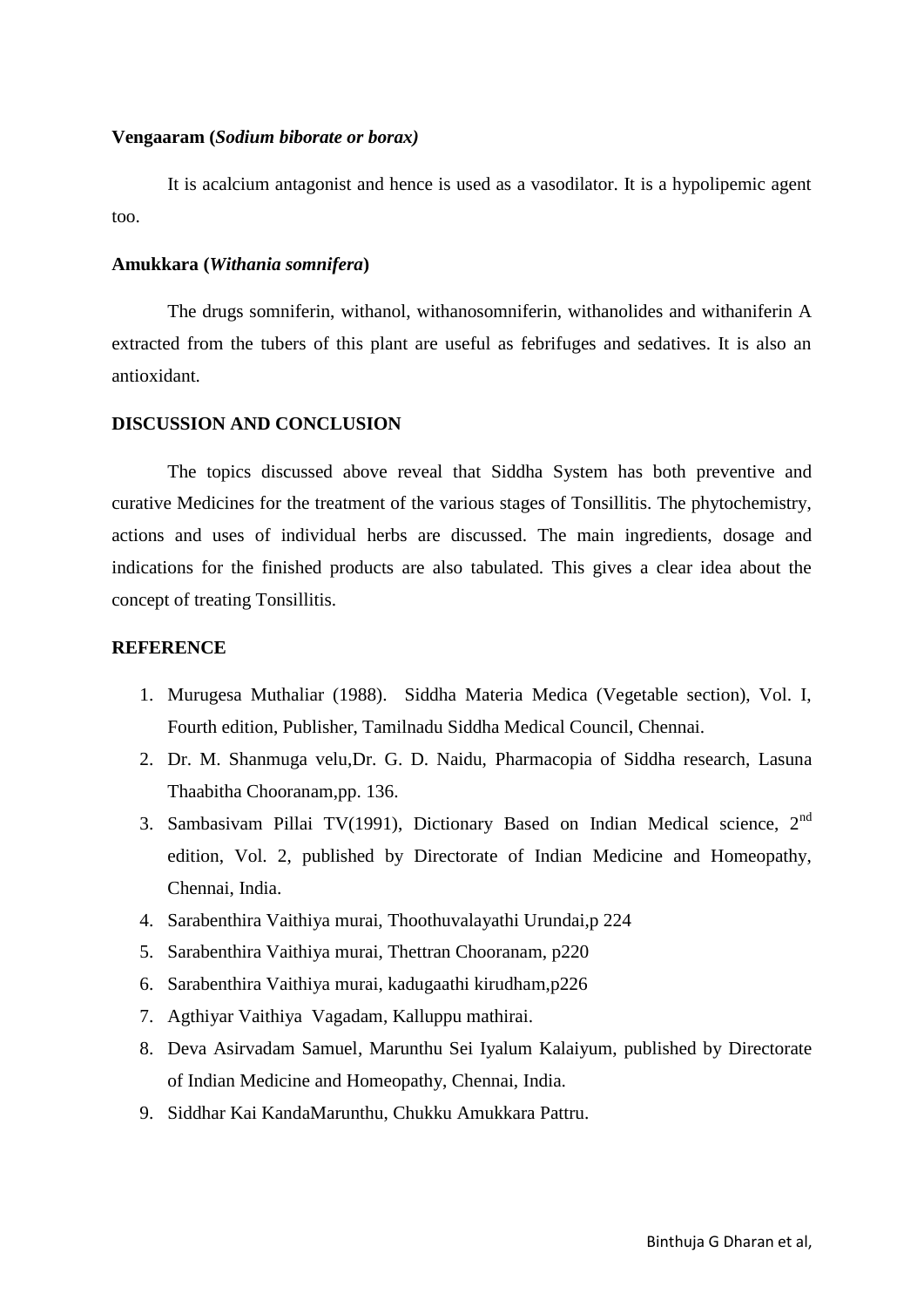**Vengaaram (*Sodium biborate or borax)***

It is acalcium antagonist and hence is used as a vasodilator. It is a hypolipemic agent too.

**Amukkara (*Withania somnifera*)**

The drugs somniferin, withanol, withanosomniferin, withanolides and withaniferin A extracted from the tubers of this plant are useful as febrifuges and sedatives. It is also an antioxidant.

## DISCUSSION AND CONCLUSION

The topics discussed above reveal that Siddha System has both preventive and curative Medicines for the treatment of the various stages of Tonsillitis. The phytochemistry, actions and uses of individual herbs are discussed. The main ingredients, dosage and indications for the finished products are also tabulated. This gives a clear idea about the concept of treating Tonsillitis.

## REFERENCE

1. Murugesa Muthaliar (1988). Siddha Materia Medica (Vegetable section), Vol. I, Fourth edition, Publisher, Tamilnadu Siddha Medical Council, Chennai.
2. Dr. M. Shanmuga velu,Dr. G. D. Naidu, Pharmacopia of Siddha research, Lasuna Thaabitha Chooranam,pp. 136.
3. Sambasivam Pillai TV(1991), Dictionary Based on Indian Medical science, 2nd edition, Vol. 2, published by Directorate of Indian Medicine and Homeopathy, Chennai, India.
4. Sarabenthira Vaithiya murai, Thoothuvalayathi Urundai,p 224
5. Sarabenthira Vaithiya murai, Thettran Chooranam, p220
6. Sarabenthira Vaithiya murai, kadugaathi kirudham,p226
7. Agthiyar Vaithiya Vagadam, Kalluppu mathirai.
8. Deva Asirvadam Samuel, Marunthu Sei Iyalum Kalaiyum, published by Directorate of Indian Medicine and Homeopathy, Chennai, India.
9. Siddhar Kai KandaMarunthu, Chukku Amukkara Pattru.